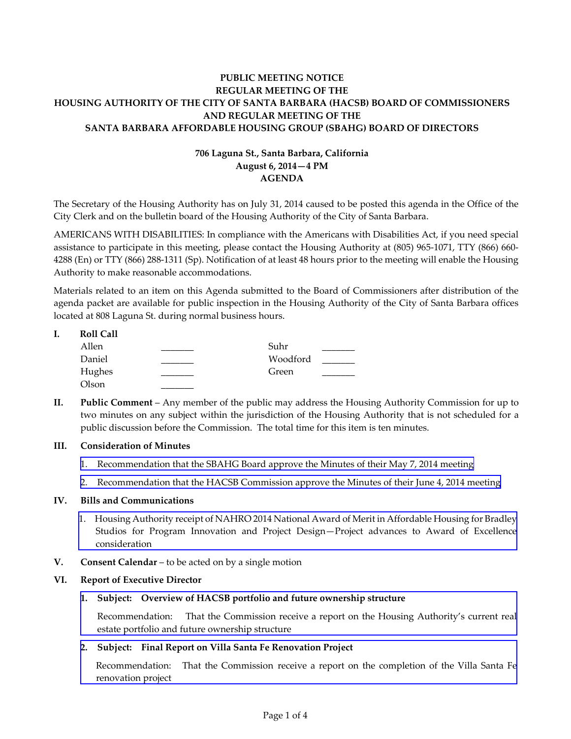**PUBLIC MEETING NOTICE**
**REGULAR MEETING OF THE**
**HOUSING AUTHORITY OF THE CITY OF SANTA BARBARA (HACSB) BOARD OF COMMISSIONERS**
**AND REGULAR MEETING OF THE**
**SANTA BARBARA AFFORDABLE HOUSING GROUP (SBAHG) BOARD OF DIRECTORS**

**706 Laguna St., Santa Barbara, California**
**August 6, 2014—4 PM**
**AGENDA**

The Secretary of the Housing Authority has on July 31, 2014 caused to be posted this agenda in the Office of the City Clerk and on the bulletin board of the Housing Authority of the City of Santa Barbara.

AMERICANS WITH DISABILITIES: In compliance with the Americans with Disabilities Act, if you need special assistance to participate in this meeting, please contact the Housing Authority at (805) 965-1071, TTY (866) 660-4288 (En) or TTY (866) 288-1311 (Sp). Notification of at least 48 hours prior to the meeting will enable the Housing Authority to make reasonable accommodations.

Materials related to an item on this Agenda submitted to the Board of Commissioners after distribution of the agenda packet are available for public inspection in the Housing Authority of the City of Santa Barbara offices located at 808 Laguna St. during normal business hours.

**I. Roll Call**

| | | | |
|---|---|---|---|
| Allen | _______ | Suhr | _______ |
| Daniel | _______ | Woodford | _______ |
| Hughes | _______ | Green | _______ |
| Olson | _______ | | |

**II. Public Comment** – Any member of the public may address the Housing Authority Commission for up to two minutes on any subject within the jurisdiction of the Housing Authority that is not scheduled for a public discussion before the Commission. The total time for this item is ten minutes.

**III. Consideration of Minutes**

1. Recommendation that the SBAHG Board approve the Minutes of their May 7, 2014 meeting
2. Recommendation that the HACSB Commission approve the Minutes of their June 4, 2014 meeting

**IV. Bills and Communications**

1. Housing Authority receipt of NAHRO 2014 National Award of Merit in Affordable Housing for Bradley Studios for Program Innovation and Project Design—Project advances to Award of Excellence consideration

**V. Consent Calendar** – to be acted on by a single motion

**VI. Report of Executive Director**

1. **Subject: Overview of HACSB portfolio and future ownership structure**

   Recommendation: That the Commission receive a report on the Housing Authority's current real estate portfolio and future ownership structure

2. **Subject: Final Report on Villa Santa Fe Renovation Project**

   Recommendation: That the Commission receive a report on the completion of the Villa Santa Fe renovation project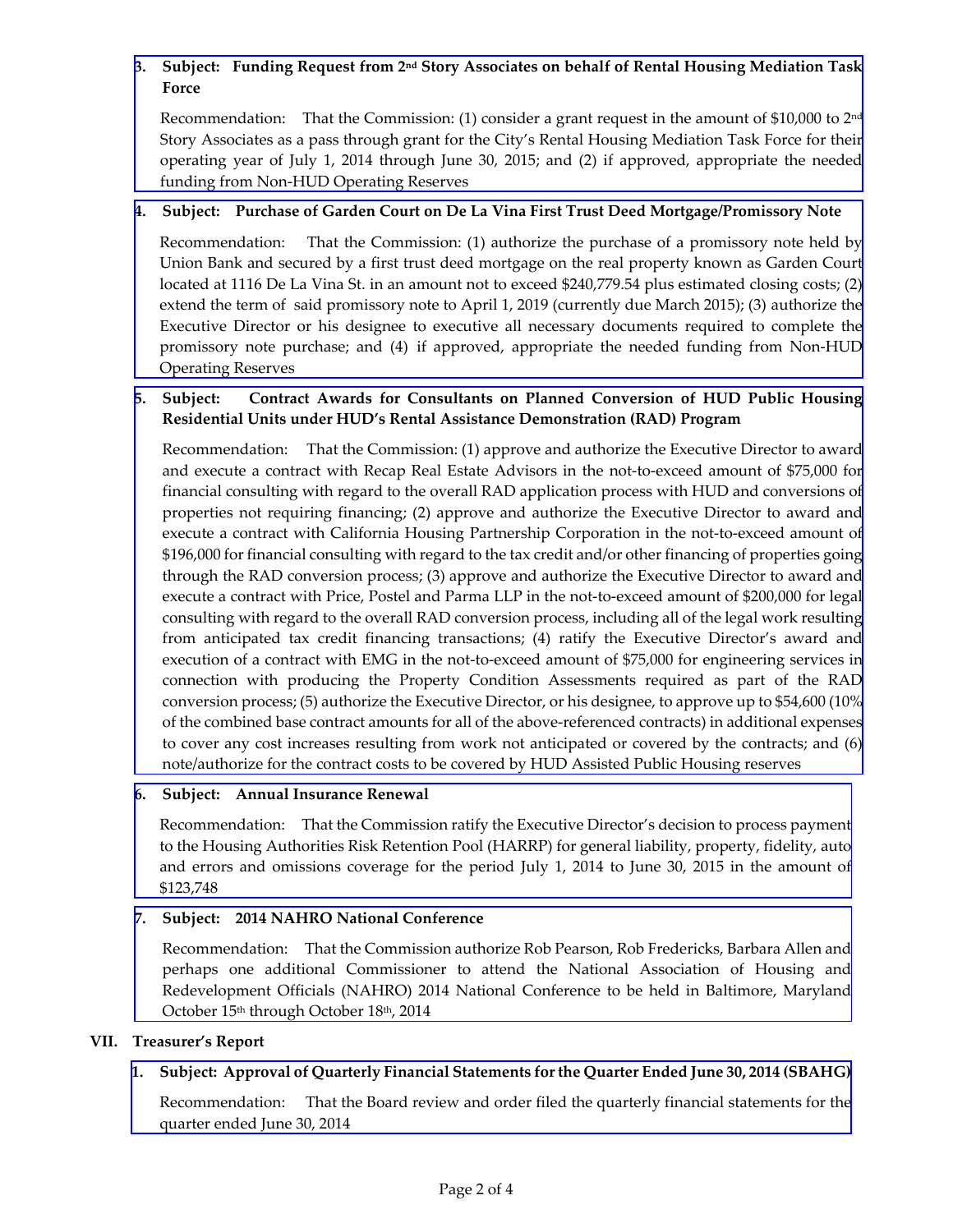3. **Subject: Funding Request from 2nd Story Associates on behalf of Rental Housing Mediation Task Force**

   Recommendation: That the Commission: (1) consider a grant request in the amount of $10,000 to 2nd Story Associates as a pass through grant for the City's Rental Housing Mediation Task Force for their operating year of July 1, 2014 through June 30, 2015; and (2) if approved, appropriate the needed funding from Non-HUD Operating Reserves

4. **Subject: Purchase of Garden Court on De La Vina First Trust Deed Mortgage/Promissory Note**

   Recommendation: That the Commission: (1) authorize the purchase of a promissory note held by Union Bank and secured by a first trust deed mortgage on the real property known as Garden Court located at 1116 De La Vina St. in an amount not to exceed $240,779.54 plus estimated closing costs; (2) extend the term of said promissory note to April 1, 2019 (currently due March 2015); (3) authorize the Executive Director or his designee to executive all necessary documents required to complete the promissory note purchase; and (4) if approved, appropriate the needed funding from Non-HUD Operating Reserves

5. **Subject: Contract Awards for Consultants on Planned Conversion of HUD Public Housing Residential Units under HUD's Rental Assistance Demonstration (RAD) Program**

   Recommendation: That the Commission: (1) approve and authorize the Executive Director to award and execute a contract with Recap Real Estate Advisors in the not-to-exceed amount of $75,000 for financial consulting with regard to the overall RAD application process with HUD and conversions of properties not requiring financing; (2) approve and authorize the Executive Director to award and execute a contract with California Housing Partnership Corporation in the not-to-exceed amount of $196,000 for financial consulting with regard to the tax credit and/or other financing of properties going through the RAD conversion process; (3) approve and authorize the Executive Director to award and execute a contract with Price, Postel and Parma LLP in the not-to-exceed amount of $200,000 for legal consulting with regard to the overall RAD conversion process, including all of the legal work resulting from anticipated tax credit financing transactions; (4) ratify the Executive Director's award and execution of a contract with EMG in the not-to-exceed amount of $75,000 for engineering services in connection with producing the Property Condition Assessments required as part of the RAD conversion process; (5) authorize the Executive Director, or his designee, to approve up to $54,600 (10% of the combined base contract amounts for all of the above-referenced contracts) in additional expenses to cover any cost increases resulting from work not anticipated or covered by the contracts; and (6) note/authorize for the contract costs to be covered by HUD Assisted Public Housing reserves

6. **Subject: Annual Insurance Renewal**

   Recommendation: That the Commission ratify the Executive Director's decision to process payment to the Housing Authorities Risk Retention Pool (HARRP) for general liability, property, fidelity, auto and errors and omissions coverage for the period July 1, 2014 to June 30, 2015 in the amount of $123,748

7. **Subject: 2014 NAHRO National Conference**

   Recommendation: That the Commission authorize Rob Pearson, Rob Fredericks, Barbara Allen and perhaps one additional Commissioner to attend the National Association of Housing and Redevelopment Officials (NAHRO) 2014 National Conference to be held in Baltimore, Maryland October 15th through October 18th, 2014

## VII. Treasurer's Report

1. **Subject: Approval of Quarterly Financial Statements for the Quarter Ended June 30, 2014 (SBAHG)**

   Recommendation: That the Board review and order filed the quarterly financial statements for the quarter ended June 30, 2014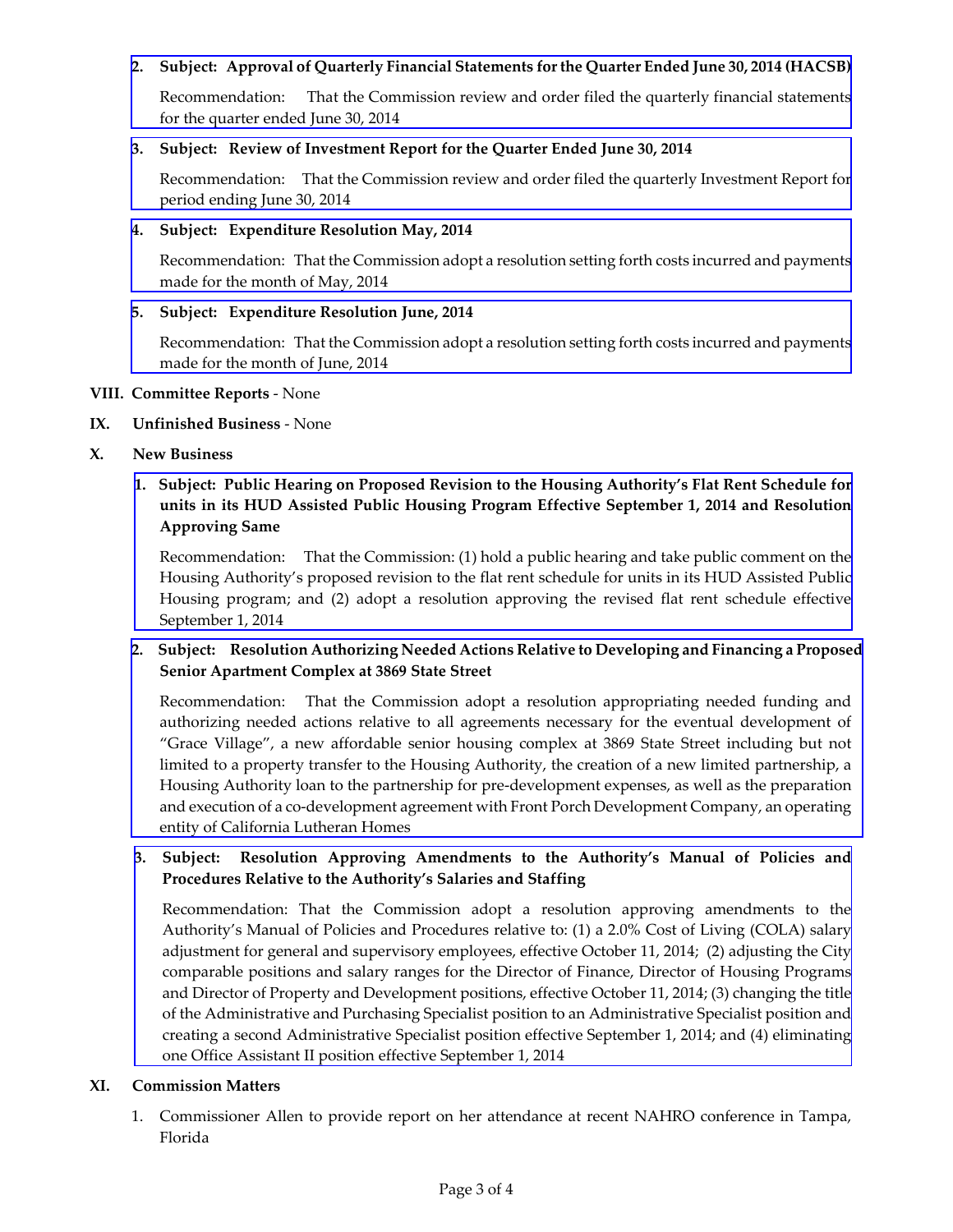2. **Subject: Approval of Quarterly Financial Statements for the Quarter Ended June 30, 2014 (HACSB)**

   Recommendation: That the Commission review and order filed the quarterly financial statements for the quarter ended June 30, 2014

3. **Subject: Review of Investment Report for the Quarter Ended June 30, 2014**

   Recommendation: That the Commission review and order filed the quarterly Investment Report for period ending June 30, 2014

4. **Subject: Expenditure Resolution May, 2014**

   Recommendation: That the Commission adopt a resolution setting forth costs incurred and payments made for the month of May, 2014

5. **Subject: Expenditure Resolution June, 2014**

   Recommendation: That the Commission adopt a resolution setting forth costs incurred and payments made for the month of June, 2014

**VIII. Committee Reports** - None

**IX. Unfinished Business** - None

**X. New Business**

1. **Subject: Public Hearing on Proposed Revision to the Housing Authority's Flat Rent Schedule for units in its HUD Assisted Public Housing Program Effective September 1, 2014 and Resolution Approving Same**

   Recommendation: That the Commission: (1) hold a public hearing and take public comment on the Housing Authority's proposed revision to the flat rent schedule for units in its HUD Assisted Public Housing program; and (2) adopt a resolution approving the revised flat rent schedule effective September 1, 2014

2. **Subject: Resolution Authorizing Needed Actions Relative to Developing and Financing a Proposed Senior Apartment Complex at 3869 State Street**

   Recommendation: That the Commission adopt a resolution appropriating needed funding and authorizing needed actions relative to all agreements necessary for the eventual development of "Grace Village", a new affordable senior housing complex at 3869 State Street including but not limited to a property transfer to the Housing Authority, the creation of a new limited partnership, a Housing Authority loan to the partnership for pre-development expenses, as well as the preparation and execution of a co-development agreement with Front Porch Development Company, an operating entity of California Lutheran Homes

3. **Subject: Resolution Approving Amendments to the Authority's Manual of Policies and Procedures Relative to the Authority's Salaries and Staffing**

   Recommendation: That the Commission adopt a resolution approving amendments to the Authority's Manual of Policies and Procedures relative to: (1) a 2.0% Cost of Living (COLA) salary adjustment for general and supervisory employees, effective October 11, 2014; (2) adjusting the City comparable positions and salary ranges for the Director of Finance, Director of Housing Programs and Director of Property and Development positions, effective October 11, 2014; (3) changing the title of the Administrative and Purchasing Specialist position to an Administrative Specialist position and creating a second Administrative Specialist position effective September 1, 2014; and (4) eliminating one Office Assistant II position effective September 1, 2014

**XI. Commission Matters**

1. Commissioner Allen to provide report on her attendance at recent NAHRO conference in Tampa, Florida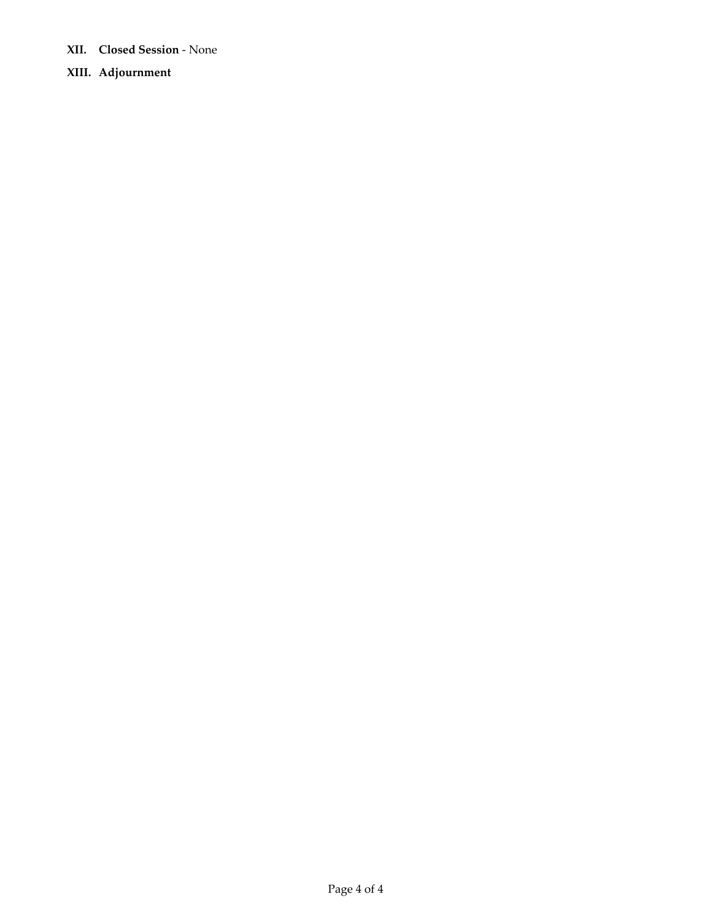**XII. Closed Session** - None

**XIII. Adjournment**